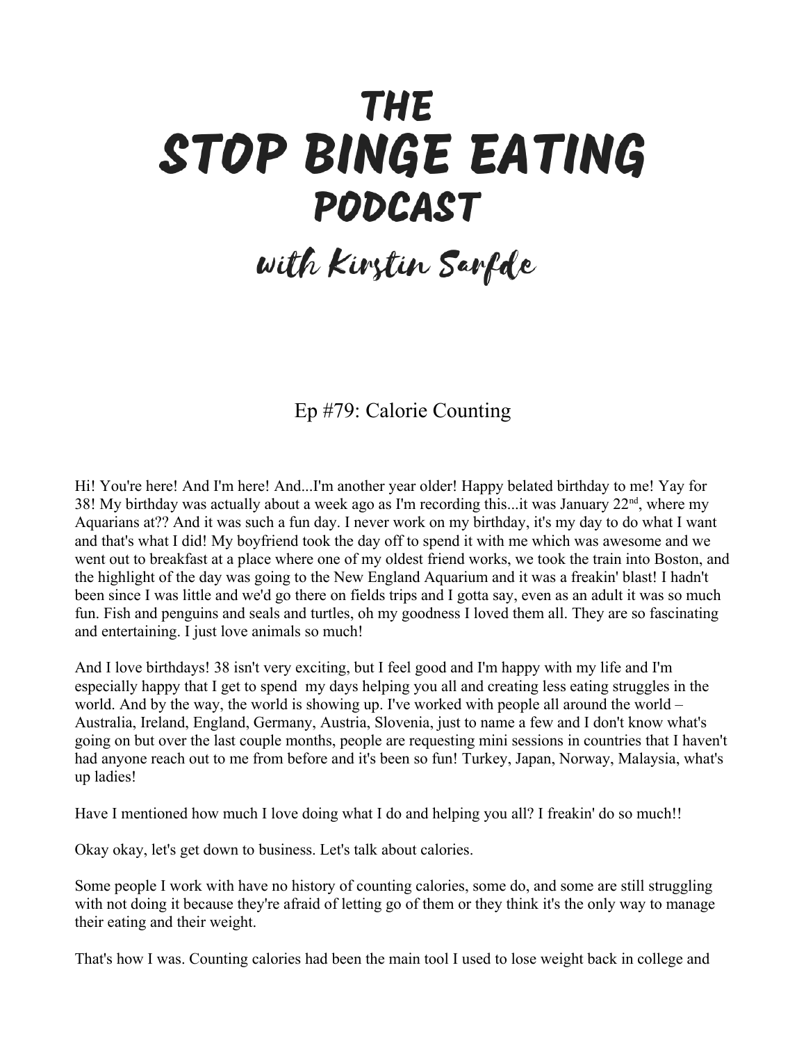# THE STOP BINGE EATING PODCAST

## with Kirstin Sarfde

### Ep #79: Calorie Counting

Hi! You're here! And I'm here! And...I'm another year older! Happy belated birthday to me! Yay for 38! My birthday was actually about a week ago as I'm recording this...it was January 22nd, where my Aquarians at?? And it was such a fun day. I never work on my birthday, it's my day to do what I want and that's what I did! My boyfriend took the day off to spend it with me which was awesome and we went out to breakfast at a place where one of my oldest friend works, we took the train into Boston, and the highlight of the day was going to the New England Aquarium and it was a freakin' blast! I hadn't been since I was little and we'd go there on fields trips and I gotta say, even as an adult it was so much fun. Fish and penguins and seals and turtles, oh my goodness I loved them all. They are so fascinating and entertaining. I just love animals so much!

And I love birthdays! 38 isn't very exciting, but I feel good and I'm happy with my life and I'm especially happy that I get to spend my days helping you all and creating less eating struggles in the world. And by the way, the world is showing up. I've worked with people all around the world – Australia, Ireland, England, Germany, Austria, Slovenia, just to name a few and I don't know what's going on but over the last couple months, people are requesting mini sessions in countries that I haven't had anyone reach out to me from before and it's been so fun! Turkey, Japan, Norway, Malaysia, what's up ladies!

Have I mentioned how much I love doing what I do and helping you all? I freakin' do so much!!

Okay okay, let's get down to business. Let's talk about calories.

Some people I work with have no history of counting calories, some do, and some are still struggling with not doing it because they're afraid of letting go of them or they think it's the only way to manage their eating and their weight.

That's how I was. Counting calories had been the main tool I used to lose weight back in college and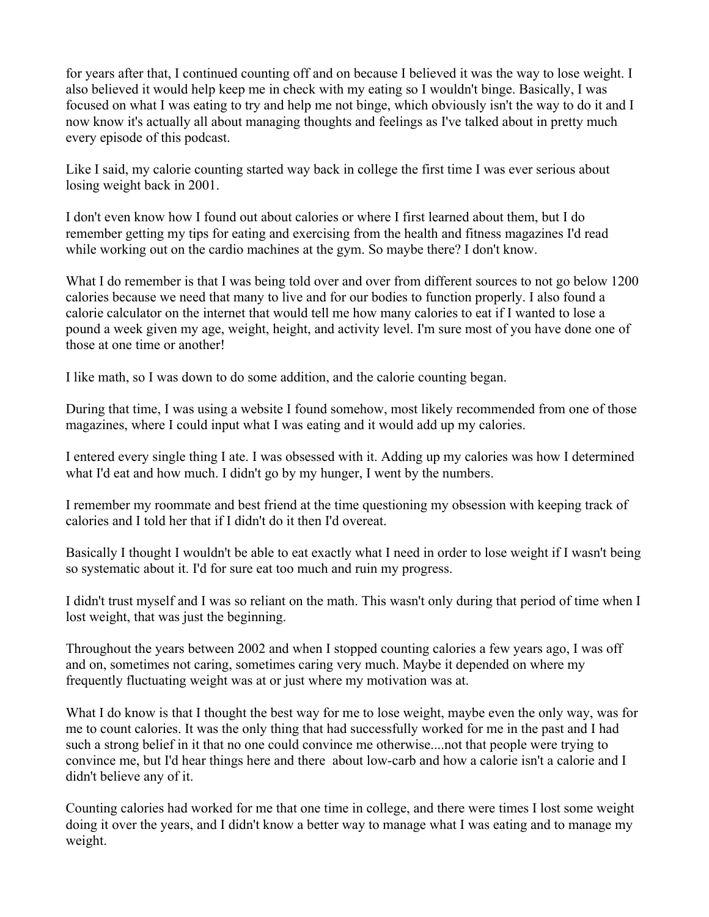for years after that, I continued counting off and on because I believed it was the way to lose weight. I also believed it would help keep me in check with my eating so I wouldn't binge. Basically, I was focused on what I was eating to try and help me not binge, which obviously isn't the way to do it and I now know it's actually all about managing thoughts and feelings as I've talked about in pretty much every episode of this podcast.

Like I said, my calorie counting started way back in college the first time I was ever serious about losing weight back in 2001.

I don't even know how I found out about calories or where I first learned about them, but I do remember getting my tips for eating and exercising from the health and fitness magazines I'd read while working out on the cardio machines at the gym. So maybe there? I don't know.

What I do remember is that I was being told over and over from different sources to not go below 1200 calories because we need that many to live and for our bodies to function properly. I also found a calorie calculator on the internet that would tell me how many calories to eat if I wanted to lose a pound a week given my age, weight, height, and activity level. I'm sure most of you have done one of those at one time or another!

I like math, so I was down to do some addition, and the calorie counting began.

During that time, I was using a website I found somehow, most likely recommended from one of those magazines, where I could input what I was eating and it would add up my calories.

I entered every single thing I ate. I was obsessed with it. Adding up my calories was how I determined what I'd eat and how much. I didn't go by my hunger, I went by the numbers.

I remember my roommate and best friend at the time questioning my obsession with keeping track of calories and I told her that if I didn't do it then I'd overeat.

Basically I thought I wouldn't be able to eat exactly what I need in order to lose weight if I wasn't being so systematic about it. I'd for sure eat too much and ruin my progress.

I didn't trust myself and I was so reliant on the math. This wasn't only during that period of time when I lost weight, that was just the beginning.

Throughout the years between 2002 and when I stopped counting calories a few years ago, I was off and on, sometimes not caring, sometimes caring very much. Maybe it depended on where my frequently fluctuating weight was at or just where my motivation was at.

What I do know is that I thought the best way for me to lose weight, maybe even the only way, was for me to count calories. It was the only thing that had successfully worked for me in the past and I had such a strong belief in it that no one could convince me otherwise....not that people were trying to convince me, but I'd hear things here and there about low-carb and how a calorie isn't a calorie and I didn't believe any of it.

Counting calories had worked for me that one time in college, and there were times I lost some weight doing it over the years, and I didn't know a better way to manage what I was eating and to manage my weight.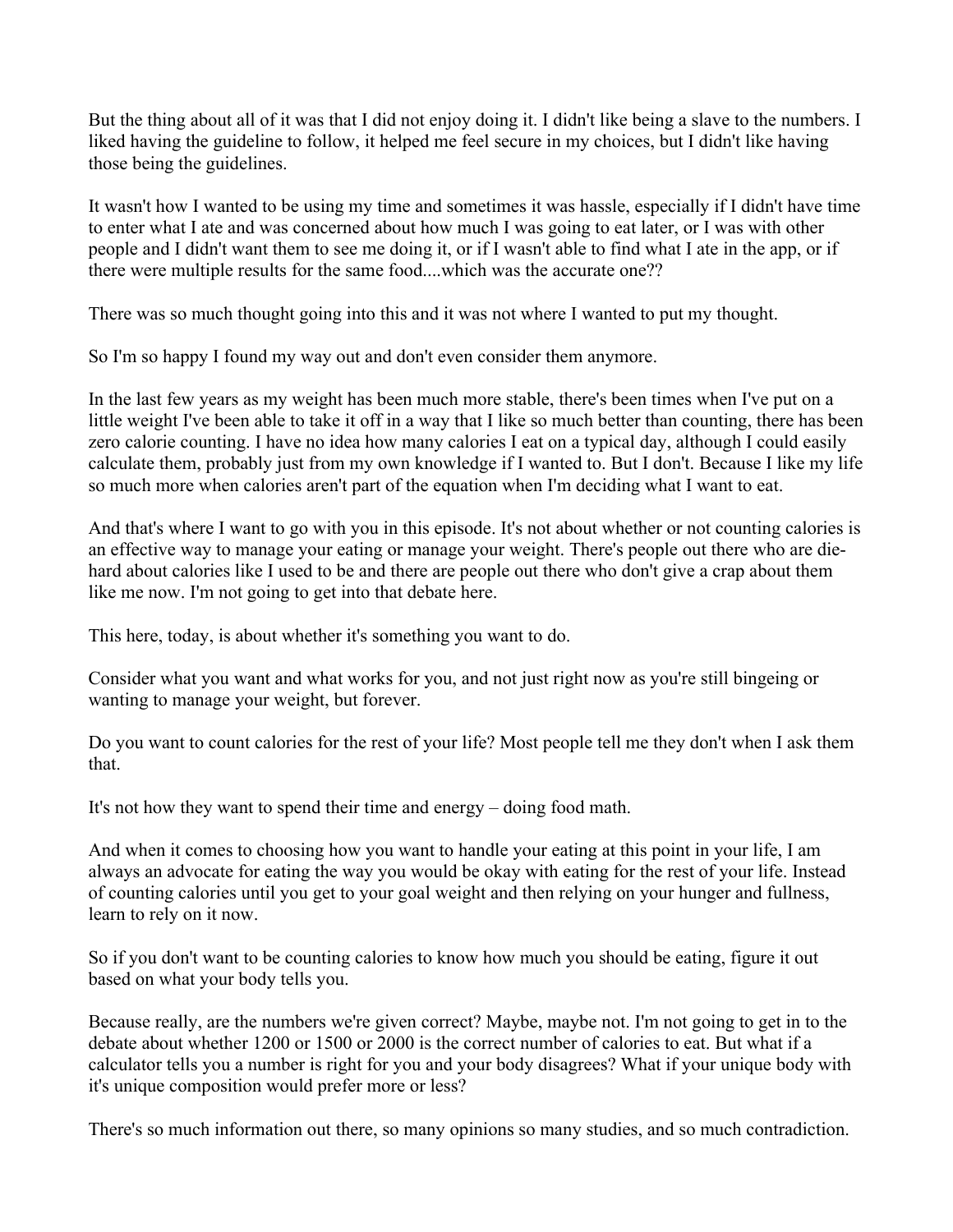But the thing about all of it was that I did not enjoy doing it. I didn't like being a slave to the numbers. I liked having the guideline to follow, it helped me feel secure in my choices, but I didn't like having those being the guidelines.

It wasn't how I wanted to be using my time and sometimes it was hassle, especially if I didn't have time to enter what I ate and was concerned about how much I was going to eat later, or I was with other people and I didn't want them to see me doing it, or if I wasn't able to find what I ate in the app, or if there were multiple results for the same food....which was the accurate one??

There was so much thought going into this and it was not where I wanted to put my thought.

So I'm so happy I found my way out and don't even consider them anymore.

In the last few years as my weight has been much more stable, there's been times when I've put on a little weight I've been able to take it off in a way that I like so much better than counting, there has been zero calorie counting. I have no idea how many calories I eat on a typical day, although I could easily calculate them, probably just from my own knowledge if I wanted to. But I don't. Because I like my life so much more when calories aren't part of the equation when I'm deciding what I want to eat.

And that's where I want to go with you in this episode. It's not about whether or not counting calories is an effective way to manage your eating or manage your weight. There's people out there who are die-hard about calories like I used to be and there are people out there who don't give a crap about them like me now. I'm not going to get into that debate here.

This here, today, is about whether it's something you want to do.

Consider what you want and what works for you, and not just right now as you're still bingeing or wanting to manage your weight, but forever.

Do you want to count calories for the rest of your life? Most people tell me they don't when I ask them that.

It's not how they want to spend their time and energy – doing food math.

And when it comes to choosing how you want to handle your eating at this point in your life, I am always an advocate for eating the way you would be okay with eating for the rest of your life. Instead of counting calories until you get to your goal weight and then relying on your hunger and fullness, learn to rely on it now.

So if you don't want to be counting calories to know how much you should be eating, figure it out based on what your body tells you.

Because really, are the numbers we're given correct? Maybe, maybe not. I'm not going to get in to the debate about whether 1200 or 1500 or 2000 is the correct number of calories to eat. But what if a calculator tells you a number is right for you and your body disagrees? What if your unique body with it's unique composition would prefer more or less?

There's so much information out there, so many opinions so many studies, and so much contradiction.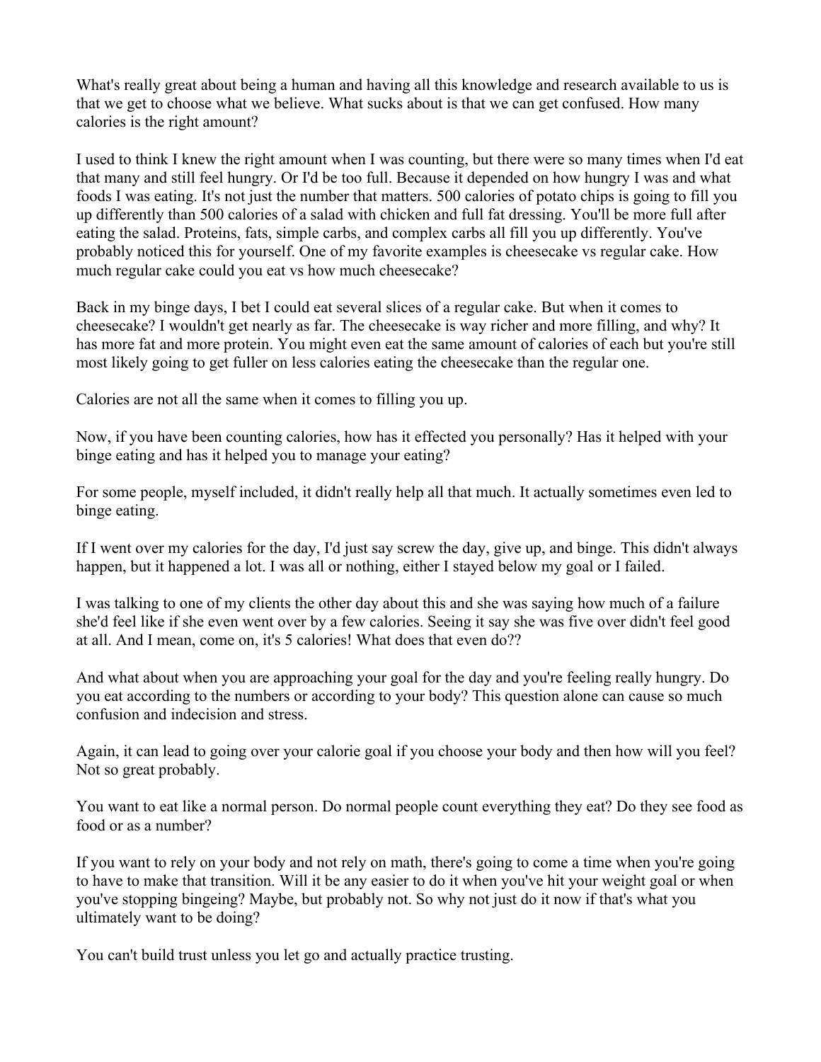What's really great about being a human and having all this knowledge and research available to us is that we get to choose what we believe. What sucks about is that we can get confused. How many calories is the right amount?

I used to think I knew the right amount when I was counting, but there were so many times when I'd eat that many and still feel hungry. Or I'd be too full. Because it depended on how hungry I was and what foods I was eating. It's not just the number that matters. 500 calories of potato chips is going to fill you up differently than 500 calories of a salad with chicken and full fat dressing. You'll be more full after eating the salad. Proteins, fats, simple carbs, and complex carbs all fill you up differently. You've probably noticed this for yourself. One of my favorite examples is cheesecake vs regular cake. How much regular cake could you eat vs how much cheesecake?

Back in my binge days, I bet I could eat several slices of a regular cake. But when it comes to cheesecake? I wouldn't get nearly as far. The cheesecake is way richer and more filling, and why? It has more fat and more protein. You might even eat the same amount of calories of each but you're still most likely going to get fuller on less calories eating the cheesecake than the regular one.

Calories are not all the same when it comes to filling you up.

Now, if you have been counting calories, how has it effected you personally? Has it helped with your binge eating and has it helped you to manage your eating?

For some people, myself included, it didn't really help all that much. It actually sometimes even led to binge eating.

If I went over my calories for the day, I'd just say screw the day, give up, and binge. This didn't always happen, but it happened a lot. I was all or nothing, either I stayed below my goal or I failed.

I was talking to one of my clients the other day about this and she was saying how much of a failure she'd feel like if she even went over by a few calories. Seeing it say she was five over didn't feel good at all. And I mean, come on, it's 5 calories! What does that even do??

And what about when you are approaching your goal for the day and you're feeling really hungry. Do you eat according to the numbers or according to your body? This question alone can cause so much confusion and indecision and stress.

Again, it can lead to going over your calorie goal if you choose your body and then how will you feel? Not so great probably.

You want to eat like a normal person. Do normal people count everything they eat? Do they see food as food or as a number?

If you want to rely on your body and not rely on math, there's going to come a time when you're going to have to make that transition. Will it be any easier to do it when you've hit your weight goal or when you've stopping bingeing? Maybe, but probably not. So why not just do it now if that's what you ultimately want to be doing?

You can't build trust unless you let go and actually practice trusting.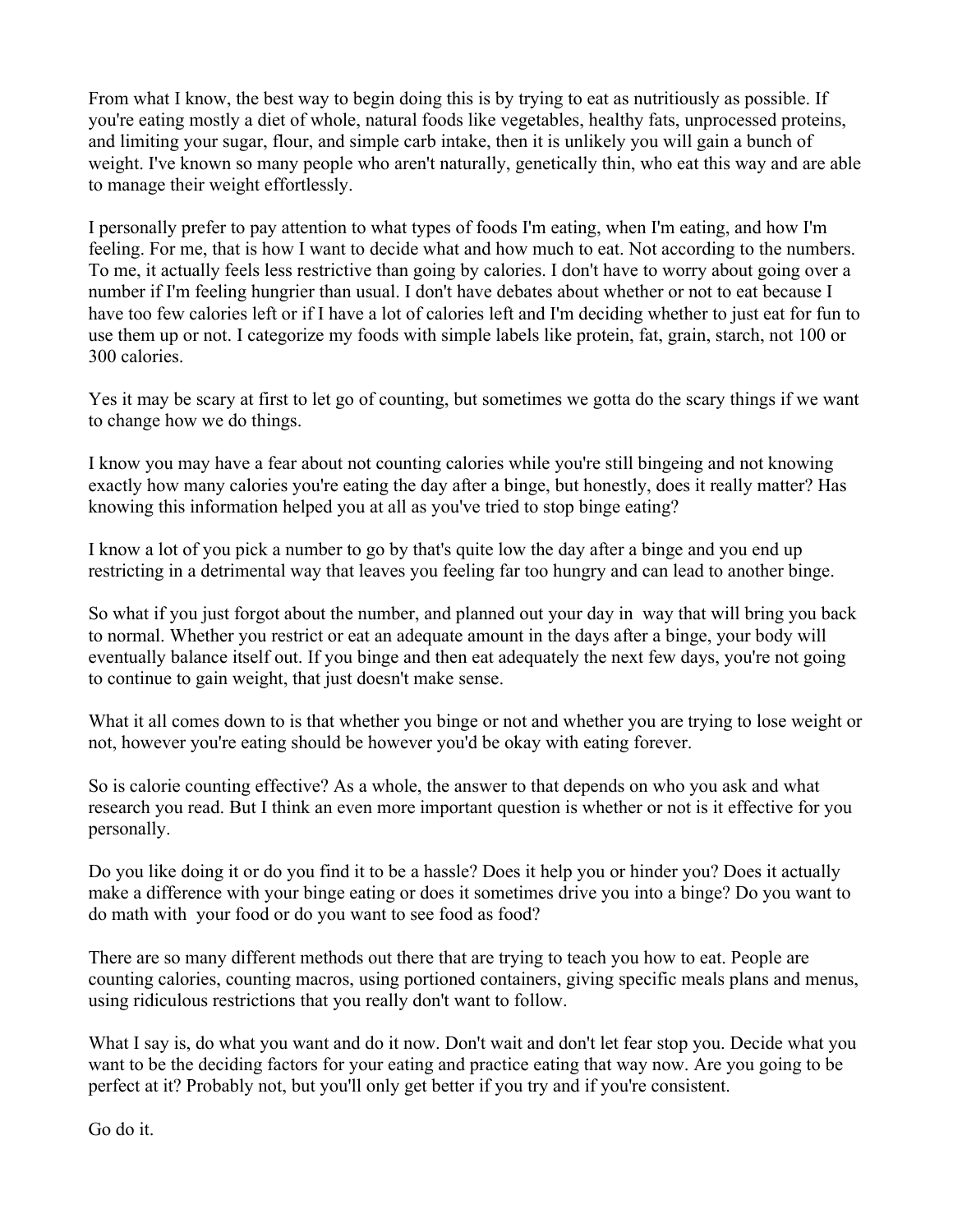From what I know, the best way to begin doing this is by trying to eat as nutritiously as possible. If you're eating mostly a diet of whole, natural foods like vegetables, healthy fats, unprocessed proteins, and limiting your sugar, flour, and simple carb intake, then it is unlikely you will gain a bunch of weight. I've known so many people who aren't naturally, genetically thin, who eat this way and are able to manage their weight effortlessly.

I personally prefer to pay attention to what types of foods I'm eating, when I'm eating, and how I'm feeling. For me, that is how I want to decide what and how much to eat. Not according to the numbers. To me, it actually feels less restrictive than going by calories. I don't have to worry about going over a number if I'm feeling hungrier than usual. I don't have debates about whether or not to eat because I have too few calories left or if I have a lot of calories left and I'm deciding whether to just eat for fun to use them up or not. I categorize my foods with simple labels like protein, fat, grain, starch, not 100 or 300 calories.

Yes it may be scary at first to let go of counting, but sometimes we gotta do the scary things if we want to change how we do things.

I know you may have a fear about not counting calories while you're still bingeing and not knowing exactly how many calories you're eating the day after a binge, but honestly, does it really matter? Has knowing this information helped you at all as you've tried to stop binge eating?

I know a lot of you pick a number to go by that's quite low the day after a binge and you end up restricting in a detrimental way that leaves you feeling far too hungry and can lead to another binge.

So what if you just forgot about the number, and planned out your day in way that will bring you back to normal. Whether you restrict or eat an adequate amount in the days after a binge, your body will eventually balance itself out. If you binge and then eat adequately the next few days, you're not going to continue to gain weight, that just doesn't make sense.

What it all comes down to is that whether you binge or not and whether you are trying to lose weight or not, however you're eating should be however you'd be okay with eating forever.

So is calorie counting effective? As a whole, the answer to that depends on who you ask and what research you read. But I think an even more important question is whether or not is it effective for you personally.

Do you like doing it or do you find it to be a hassle? Does it help you or hinder you? Does it actually make a difference with your binge eating or does it sometimes drive you into a binge? Do you want to do math with your food or do you want to see food as food?

There are so many different methods out there that are trying to teach you how to eat. People are counting calories, counting macros, using portioned containers, giving specific meals plans and menus, using ridiculous restrictions that you really don't want to follow.

What I say is, do what you want and do it now. Don't wait and don't let fear stop you. Decide what you want to be the deciding factors for your eating and practice eating that way now. Are you going to be perfect at it? Probably not, but you'll only get better if you try and if you're consistent.

Go do it.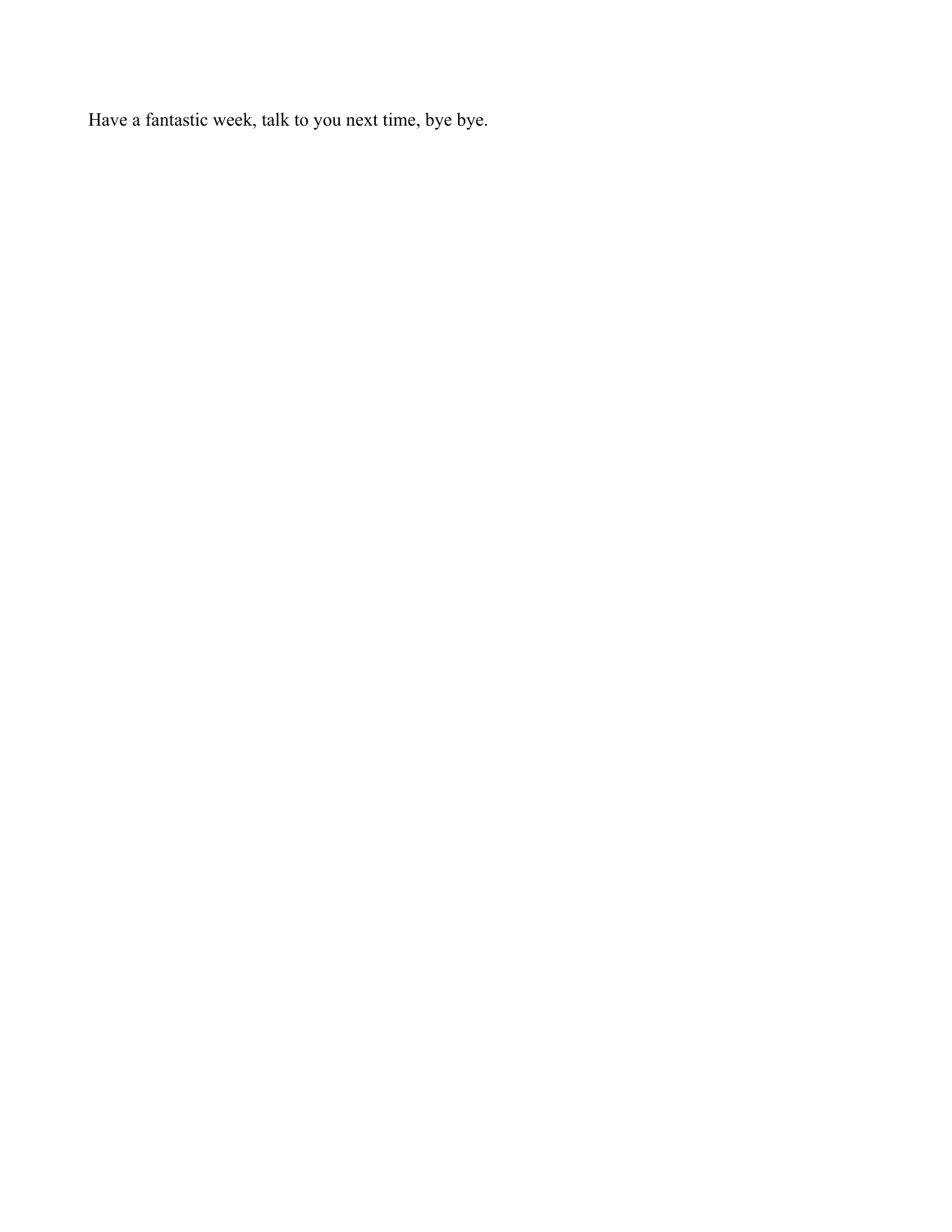Have a fantastic week, talk to you next time, bye bye.